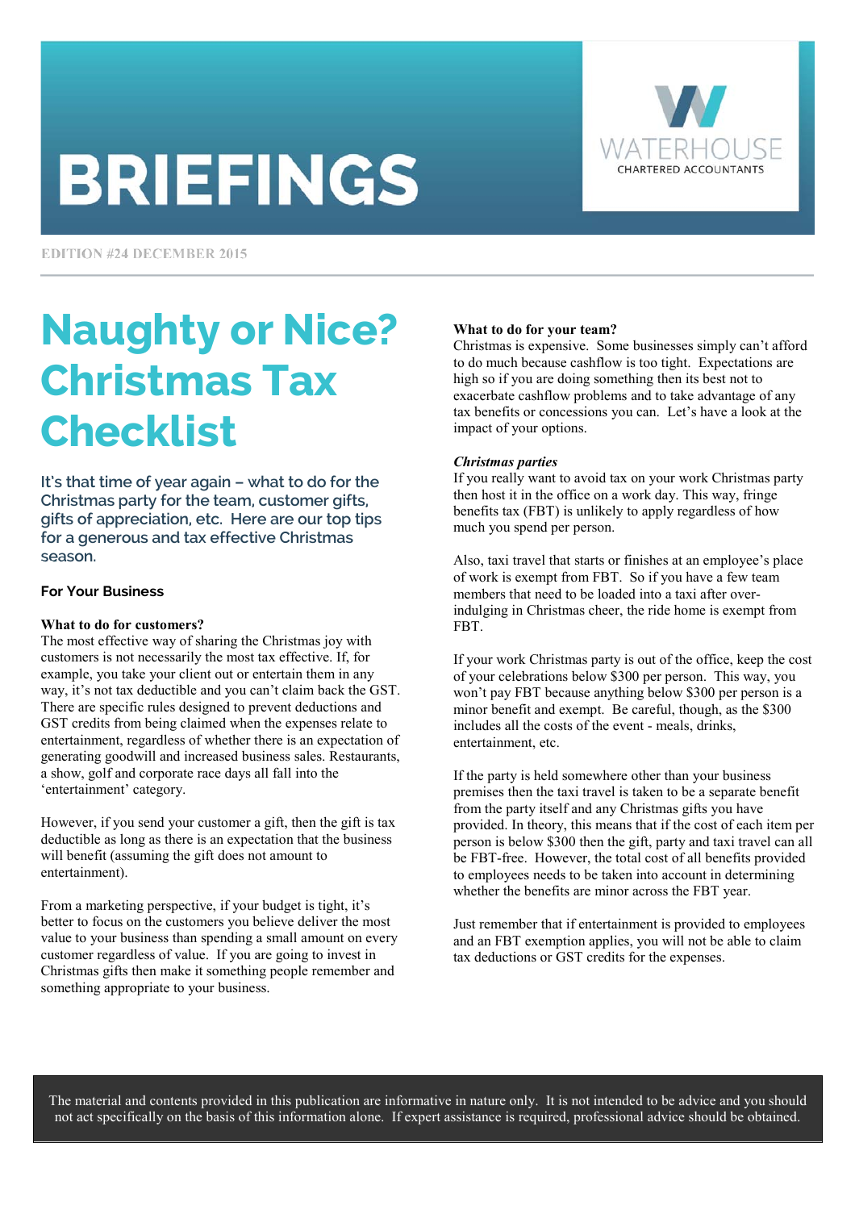# BRIEFINGS

WATERHOUSE
CHARTERED ACCOUNTANTS

EDITION #24 DECEMBER 2015

## Naughty or Nice? Christmas Tax Checklist

It's that time of year again – what to do for the Christmas party for the team, customer gifts, gifts of appreciation, etc. Here are our top tips for a generous and tax effective Christmas season.

### For Your Business

**What to do for customers?**

The most effective way of sharing the Christmas joy with customers is not necessarily the most tax effective. If, for example, you take your client out or entertain them in any way, it's not tax deductible and you can't claim back the GST. There are specific rules designed to prevent deductions and GST credits from being claimed when the expenses relate to entertainment, regardless of whether there is an expectation of generating goodwill and increased business sales. Restaurants, a show, golf and corporate race days all fall into the 'entertainment' category.

However, if you send your customer a gift, then the gift is tax deductible as long as there is an expectation that the business will benefit (assuming the gift does not amount to entertainment).

From a marketing perspective, if your budget is tight, it's better to focus on the customers you believe deliver the most value to your business than spending a small amount on every customer regardless of value. If you are going to invest in Christmas gifts then make it something people remember and something appropriate to your business.

**What to do for your team?**

Christmas is expensive. Some businesses simply can't afford to do much because cashflow is too tight. Expectations are high so if you are doing something then its best not to exacerbate cashflow problems and to take advantage of any tax benefits or concessions you can. Let's have a look at the impact of your options.

***Christmas parties***

If you really want to avoid tax on your work Christmas party then host it in the office on a work day. This way, fringe benefits tax (FBT) is unlikely to apply regardless of how much you spend per person.

Also, taxi travel that starts or finishes at an employee's place of work is exempt from FBT. So if you have a few team members that need to be loaded into a taxi after over-indulging in Christmas cheer, the ride home is exempt from FBT.

If your work Christmas party is out of the office, keep the cost of your celebrations below $300 per person. This way, you won't pay FBT because anything below $300 per person is a minor benefit and exempt. Be careful, though, as the $300 includes all the costs of the event - meals, drinks, entertainment, etc.

If the party is held somewhere other than your business premises then the taxi travel is taken to be a separate benefit from the party itself and any Christmas gifts you have provided. In theory, this means that if the cost of each item per person is below $300 then the gift, party and taxi travel can all be FBT-free. However, the total cost of all benefits provided to employees needs to be taken into account in determining whether the benefits are minor across the FBT year.

Just remember that if entertainment is provided to employees and an FBT exemption applies, you will not be able to claim tax deductions or GST credits for the expenses.

The material and contents provided in this publication are informative in nature only. It is not intended to be advice and you should not act specifically on the basis of this information alone. If expert assistance is required, professional advice should be obtained.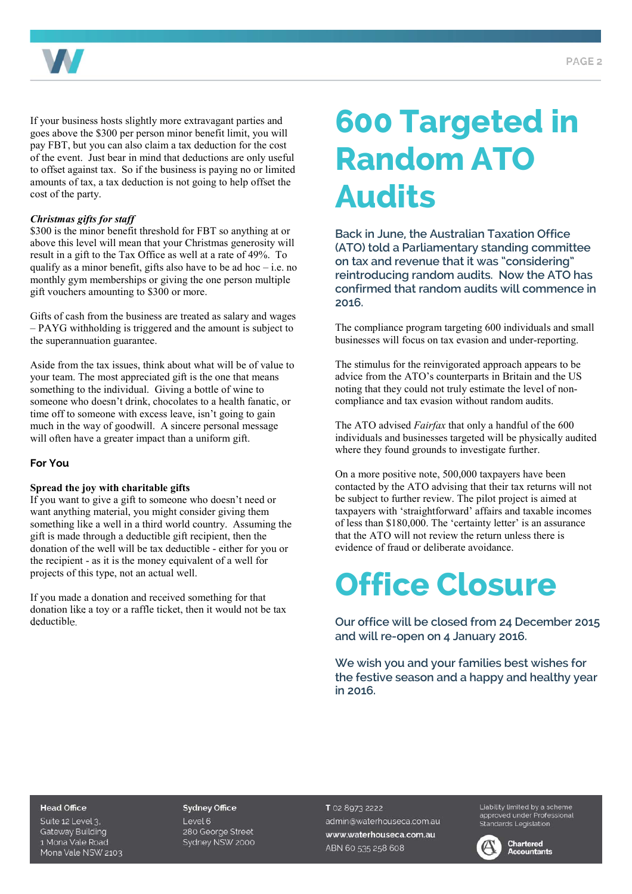If your business hosts slightly more extravagant parties and goes above the $300 per person minor benefit limit, you will pay FBT, but you can also claim a tax deduction for the cost of the event. Just bear in mind that deductions are only useful to offset against tax. So if the business is paying no or limited amounts of tax, a tax deduction is not going to help offset the cost of the party.

***Christmas gifts for staff***

$300 is the minor benefit threshold for FBT so anything at or above this level will mean that your Christmas generosity will result in a gift to the Tax Office as well at a rate of 49%. To qualify as a minor benefit, gifts also have to be ad hoc – i.e. no monthly gym memberships or giving the one person multiple gift vouchers amounting to $300 or more.

Gifts of cash from the business are treated as salary and wages – PAYG withholding is triggered and the amount is subject to the superannuation guarantee.

Aside from the tax issues, think about what will be of value to your team. The most appreciated gift is the one that means something to the individual. Giving a bottle of wine to someone who doesn't drink, chocolates to a health fanatic, or time off to someone with excess leave, isn't going to gain much in the way of goodwill. A sincere personal message will often have a greater impact than a uniform gift.

### For You

**Spread the joy with charitable gifts**

If you want to give a gift to someone who doesn't need or want anything material, you might consider giving them something like a well in a third world country. Assuming the gift is made through a deductible gift recipient, then the donation of the well will be tax deductible - either for you or the recipient - as it is the money equivalent of a well for projects of this type, not an actual well.

If you made a donation and received something for that donation like a toy or a raffle ticket, then it would not be tax deductible.

# 600 Targeted in Random ATO Audits

**Back in June, the Australian Taxation Office (ATO) told a Parliamentary standing committee on tax and revenue that it was "considering" reintroducing random audits. Now the ATO has confirmed that random audits will commence in 2016.**

The compliance program targeting 600 individuals and small businesses will focus on tax evasion and under-reporting.

The stimulus for the reinvigorated approach appears to be advice from the ATO's counterparts in Britain and the US noting that they could not truly estimate the level of non-compliance and tax evasion without random audits.

The ATO advised *Fairfax* that only a handful of the 600 individuals and businesses targeted will be physically audited where they found grounds to investigate further.

On a more positive note, 500,000 taxpayers have been contacted by the ATO advising that their tax returns will not be subject to further review. The pilot project is aimed at taxpayers with 'straightforward' affairs and taxable incomes of less than $180,000. The 'certainty letter' is an assurance that the ATO will not review the return unless there is evidence of fraud or deliberate avoidance.

# Office Closure

**Our office will be closed from 24 December 2015 and will re-open on 4 January 2016.**

**We wish you and your families best wishes for the festive season and a happy and healthy year in 2016.**

**Head Office**
Suite 12 Level 3,
Gateway Building
1 Mona Vale Road
Mona Vale NSW 2103

**Sydney Office**
Level 6
280 George Street
Sydney NSW 2000

**T** 02 8973 2222
admin@waterhouseca.com.au
**www.waterhouseca.com.au**
ABN 60 535 258 608

Liability limited by a scheme approved under Professional Standards Legislation

Chartered Accountants